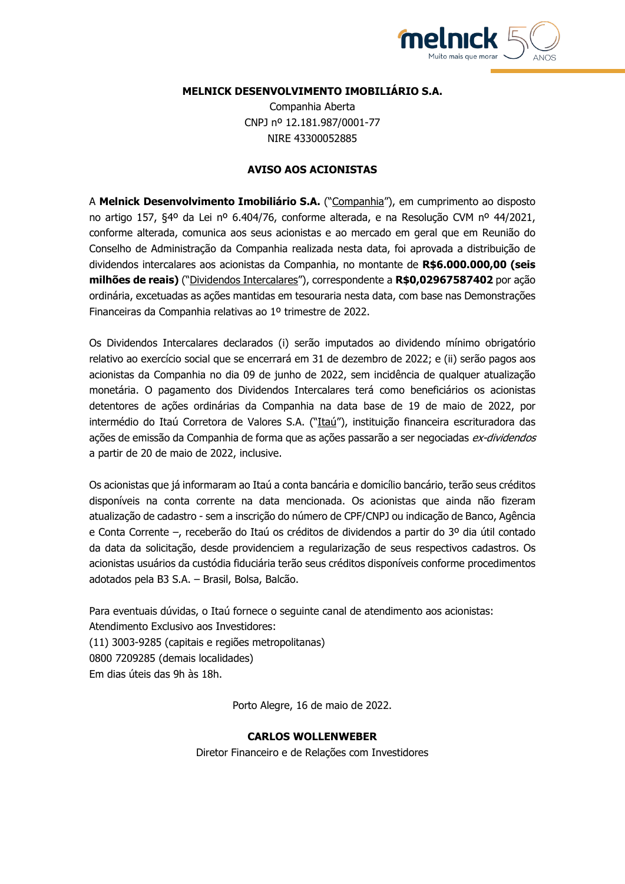**MELNICK DESENVOLVIMENTO IMOBILIÁRIO S.A.**

Companhia Aberta

CNPJ nº 12.181.987/0001-77

NIRE 43300052885

**AVISO AOS ACIONISTAS**

A **Melnick Desenvolvimento Imobiliário S.A.** ("Companhia"), em cumprimento ao disposto no artigo 157, §4º da Lei nº 6.404/76, conforme alterada, e na Resolução CVM nº 44/2021, conforme alterada, comunica aos seus acionistas e ao mercado em geral que em Reunião do Conselho de Administração da Companhia realizada nesta data, foi aprovada a distribuição de dividendos intercalares aos acionistas da Companhia, no montante de **R$6.000.000,00 (seis milhões de reais)** ("Dividendos Intercalares"), correspondente a **R$0,02967587402** por ação ordinária, excetuadas as ações mantidas em tesouraria nesta data, com base nas Demonstrações Financeiras da Companhia relativas ao 1º trimestre de 2022.

Os Dividendos Intercalares declarados (i) serão imputados ao dividendo mínimo obrigatório relativo ao exercício social que se encerrará em 31 de dezembro de 2022; e (ii) serão pagos aos acionistas da Companhia no dia 09 de junho de 2022, sem incidência de qualquer atualização monetária. O pagamento dos Dividendos Intercalares terá como beneficiários os acionistas detentores de ações ordinárias da Companhia na data base de 19 de maio de 2022, por intermédio do Itaú Corretora de Valores S.A. ("Itaú"), instituição financeira escrituradora das ações de emissão da Companhia de forma que as ações passarão a ser negociadas *ex-dividendos* a partir de 20 de maio de 2022, inclusive.

Os acionistas que já informaram ao Itaú a conta bancária e domicílio bancário, terão seus créditos disponíveis na conta corrente na data mencionada. Os acionistas que ainda não fizeram atualização de cadastro - sem a inscrição do número de CPF/CNPJ ou indicação de Banco, Agência e Conta Corrente –, receberão do Itaú os créditos de dividendos a partir do 3º dia útil contado da data da solicitação, desde providenciem a regularização de seus respectivos cadastros. Os acionistas usuários da custódia fiduciária terão seus créditos disponíveis conforme procedimentos adotados pela B3 S.A. – Brasil, Bolsa, Balcão.

Para eventuais dúvidas, o Itaú fornece o seguinte canal de atendimento aos acionistas:
Atendimento Exclusivo aos Investidores:
(11) 3003-9285 (capitais e regiões metropolitanas)
0800 7209285 (demais localidades)
Em dias úteis das 9h às 18h.

Porto Alegre, 16 de maio de 2022.

**CARLOS WOLLENWEBER**

Diretor Financeiro e de Relações com Investidores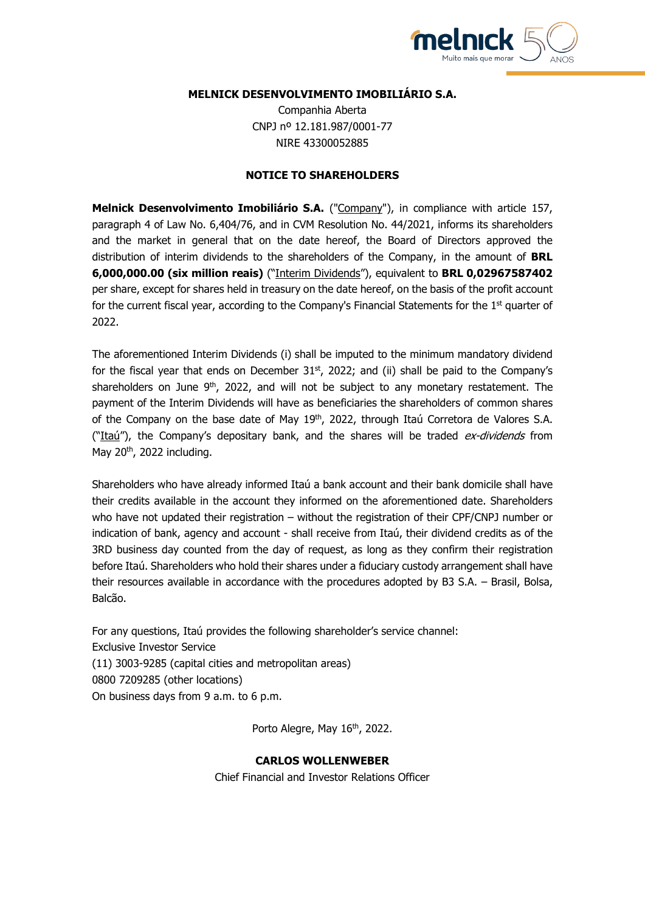**MELNICK DESENVOLVIMENTO IMOBILIÁRIO S.A.**

Companhia Aberta

CNPJ nº 12.181.987/0001-77

NIRE 43300052885

**NOTICE TO SHAREHOLDERS**

**Melnick Desenvolvimento Imobiliário S.A.** ("Company"), in compliance with article 157, paragraph 4 of Law No. 6,404/76, and in CVM Resolution No. 44/2021, informs its shareholders and the market in general that on the date hereof, the Board of Directors approved the distribution of interim dividends to the shareholders of the Company, in the amount of **BRL 6,000,000.00 (six million reais)** ("Interim Dividends"), equivalent to **BRL 0,02967587402** per share, except for shares held in treasury on the date hereof, on the basis of the profit account for the current fiscal year, according to the Company's Financial Statements for the 1st quarter of 2022.

The aforementioned Interim Dividends (i) shall be imputed to the minimum mandatory dividend for the fiscal year that ends on December 31st, 2022; and (ii) shall be paid to the Company's shareholders on June 9th, 2022, and will not be subject to any monetary restatement. The payment of the Interim Dividends will have as beneficiaries the shareholders of common shares of the Company on the base date of May 19th, 2022, through Itaú Corretora de Valores S.A. ("Itaú"), the Company's depositary bank, and the shares will be traded *ex-dividends* from May 20th, 2022 including.

Shareholders who have already informed Itaú a bank account and their bank domicile shall have their credits available in the account they informed on the aforementioned date. Shareholders who have not updated their registration – without the registration of their CPF/CNPJ number or indication of bank, agency and account - shall receive from Itaú, their dividend credits as of the 3RD business day counted from the day of request, as long as they confirm their registration before Itaú. Shareholders who hold their shares under a fiduciary custody arrangement shall have their resources available in accordance with the procedures adopted by B3 S.A. – Brasil, Bolsa, Balcão.

For any questions, Itaú provides the following shareholder's service channel:
Exclusive Investor Service
(11) 3003-9285 (capital cities and metropolitan areas)
0800 7209285 (other locations)
On business days from 9 a.m. to 6 p.m.

Porto Alegre, May 16th, 2022.

**CARLOS WOLLENWEBER**

Chief Financial and Investor Relations Officer